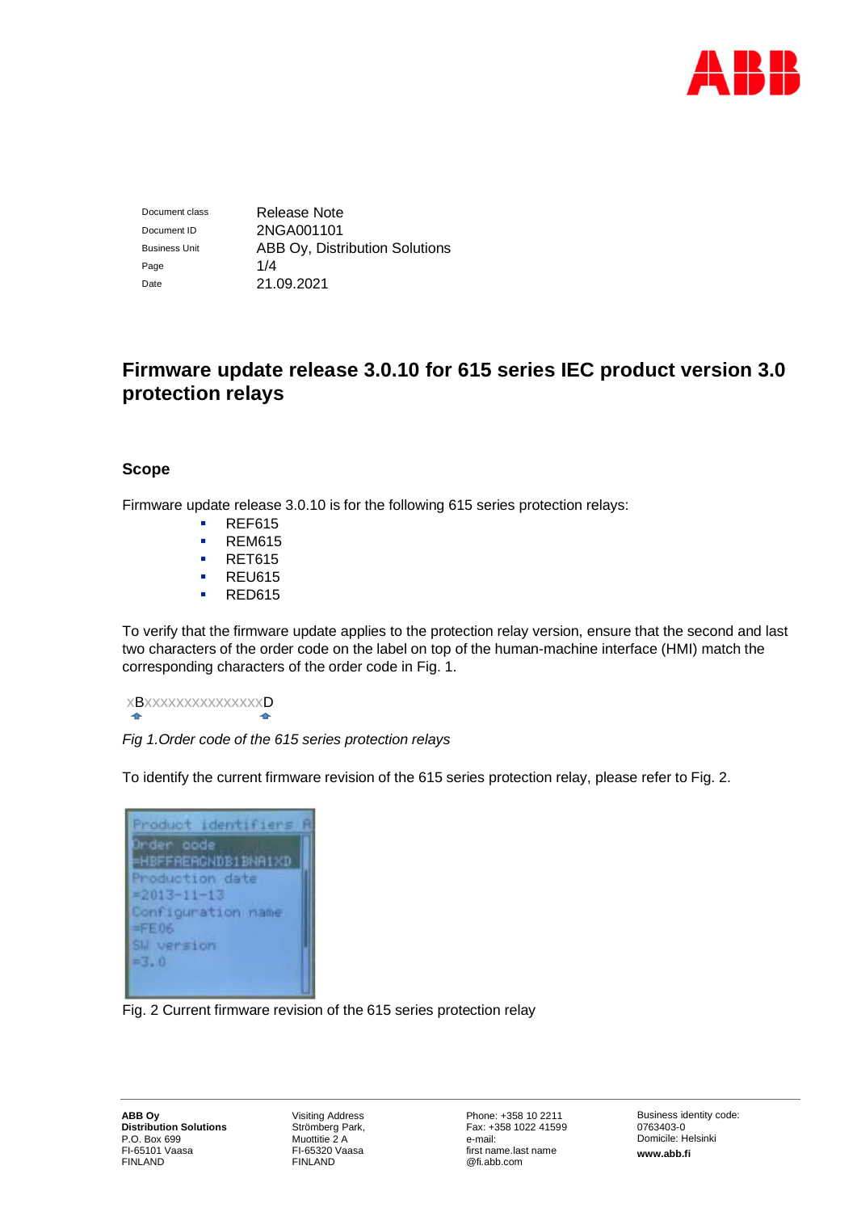| Document class | Release Note |
|---|---|
| Document ID | 2NGA001101 |
| Business Unit | ABB Oy, Distribution Solutions |
| Page | 1/4 |
| Date | 21.09.2021 |

# Firmware update release 3.0.10 for 615 series IEC product version 3.0 protection relays

## Scope

Firmware update release 3.0.10 is for the following 615 series protection relays:

- REF615
- REM615
- RET615
- REU615
- RED615

To verify that the firmware update applies to the protection relay version, ensure that the second and last two characters of the order code on the label on top of the human-machine interface (HMI) match the corresponding characters of the order code in Fig. 1.

xBxxxxxxxxxxxxxxxD

*Fig 1.Order code of the 615 series protection relays*

To identify the current firmware revision of the 615 series protection relay, please refer to Fig. 2.

```
Product identifiers
Order code
=HBFFAEAGNDB1BNA1XD
Production date
=2013-11-13
Configuration name
=FE06
SW version
=3.0
```

Fig. 2 Current firmware revision of the 615 series protection relay

**ABB Oy**
**Distribution Solutions**
P.O. Box 699
FI-65101 Vaasa
FINLAND

Visiting Address
Strömberg Park,
Muottitie 2 A
FI-65320 Vaasa
FINLAND

Phone: +358 10 2211
Fax: +358 1022 41599
e-mail:
first name.last name
@fi.abb.com

Business identity code:
0763403-0
Domicile: Helsinki
**www.abb.fi**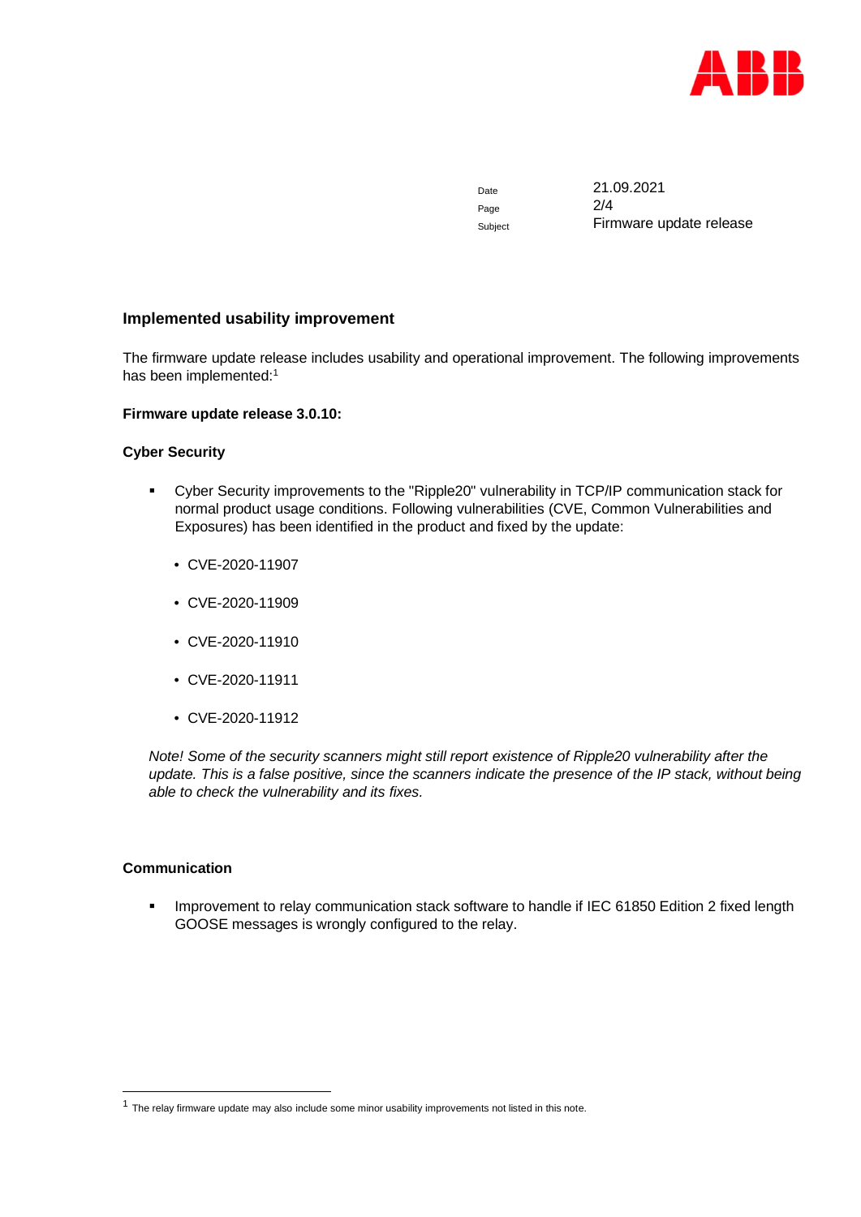## Implemented usability improvement

The firmware update release includes usability and operational improvement. The following improvements has been implemented:[1]

**Firmware update release 3.0.10:**

**Cyber Security**

- Cyber Security improvements to the "Ripple20" vulnerability in TCP/IP communication stack for normal product usage conditions. Following vulnerabilities (CVE, Common Vulnerabilities and Exposures) has been identified in the product and fixed by the update:
  - CVE-2020-11907
  - CVE-2020-11909
  - CVE-2020-11910
  - CVE-2020-11911
  - CVE-2020-11912

*Note! Some of the security scanners might still report existence of Ripple20 vulnerability after the update. This is a false positive, since the scanners indicate the presence of the IP stack, without being able to check the vulnerability and its fixes.*

**Communication**

- Improvement to relay communication stack software to handle if IEC 61850 Edition 2 fixed length GOOSE messages is wrongly configured to the relay.

[1] The relay firmware update may also include some minor usability improvements not listed in this note.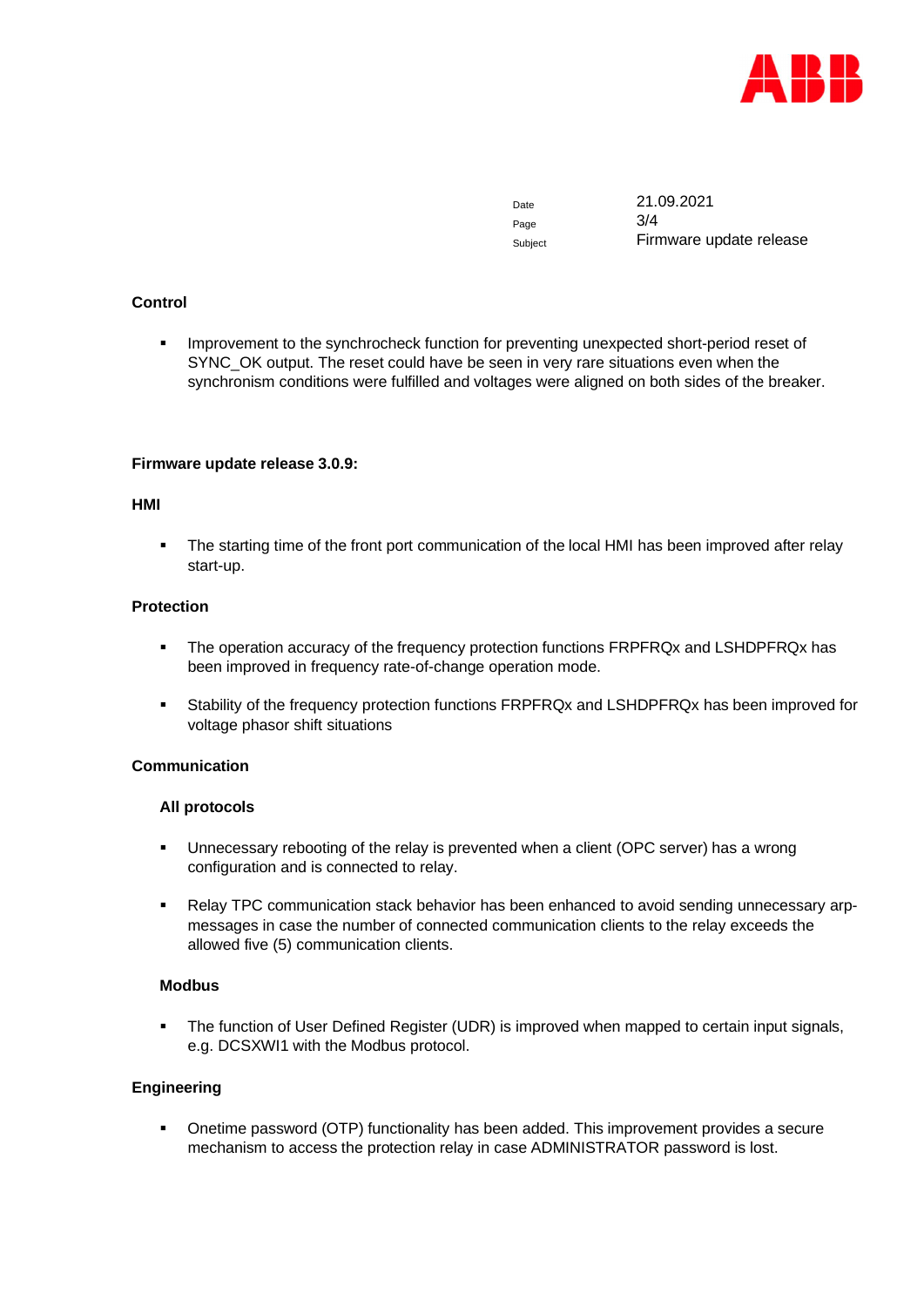| Date | 21.09.2021 |
|---|---|
| Subject | Firmware update release |

**Control**

- Improvement to the synchrocheck function for preventing unexpected short-period reset of SYNC_OK output. The reset could have be seen in very rare situations even when the synchronism conditions were fulfilled and voltages were aligned on both sides of the breaker.

**Firmware update release 3.0.9:**

**HMI**

- The starting time of the front port communication of the local HMI has been improved after relay start-up.

**Protection**

- The operation accuracy of the frequency protection functions FRPFRQx and LSHDPFRQx has been improved in frequency rate-of-change operation mode.
- Stability of the frequency protection functions FRPFRQx and LSHDPFRQx has been improved for voltage phasor shift situations

**Communication**

**All protocols**

- Unnecessary rebooting of the relay is prevented when a client (OPC server) has a wrong configuration and is connected to relay.
- Relay TPC communication stack behavior has been enhanced to avoid sending unnecessary arp-messages in case the number of connected communication clients to the relay exceeds the allowed five (5) communication clients.

**Modbus**

- The function of User Defined Register (UDR) is improved when mapped to certain input signals, e.g. DCSXWI1 with the Modbus protocol.

**Engineering**

- Onetime password (OTP) functionality has been added. This improvement provides a secure mechanism to access the protection relay in case ADMINISTRATOR password is lost.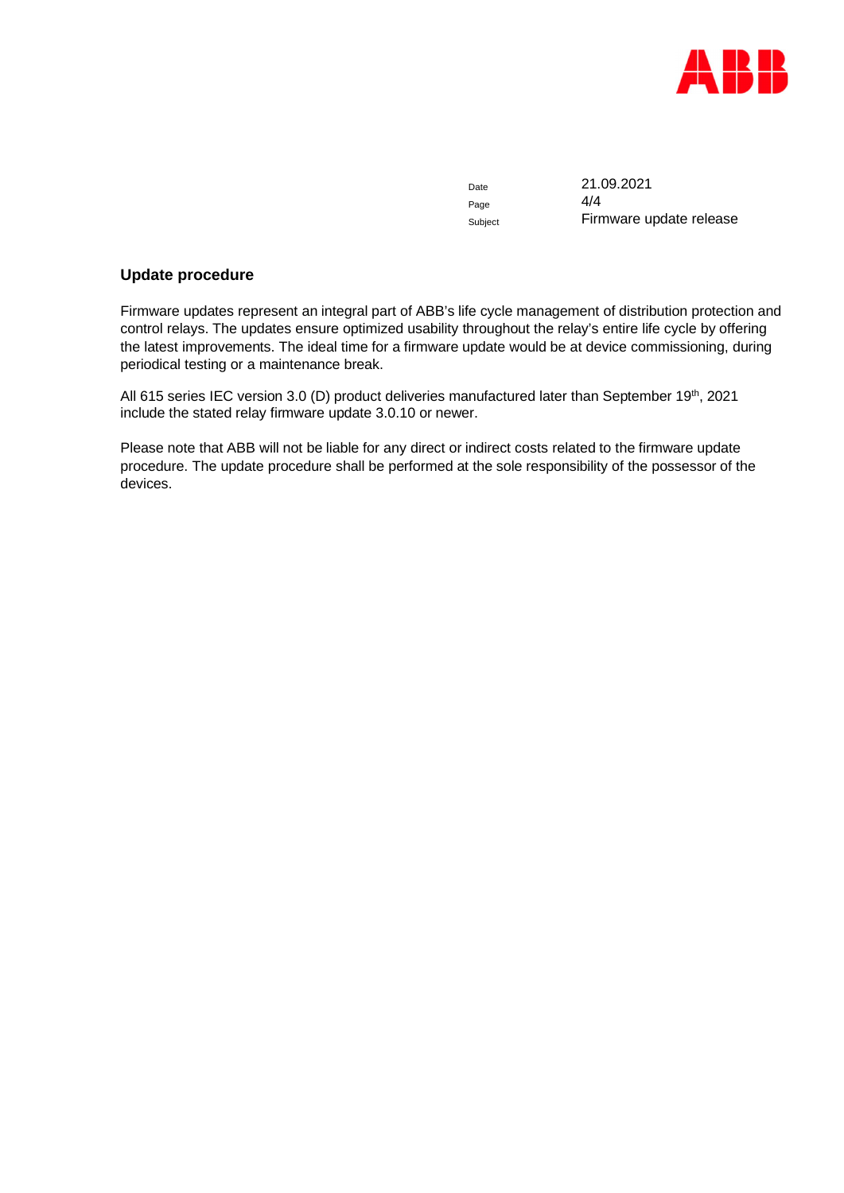| | |
|---|---|
| Date | 21.09.2021 |
| Subject | Firmware update release |

## Update procedure

Firmware updates represent an integral part of ABB's life cycle management of distribution protection and control relays. The updates ensure optimized usability throughout the relay's entire life cycle by offering the latest improvements. The ideal time for a firmware update would be at device commissioning, during periodical testing or a maintenance break.

All 615 series IEC version 3.0 (D) product deliveries manufactured later than September 19th, 2021 include the stated relay firmware update 3.0.10 or newer.

Please note that ABB will not be liable for any direct or indirect costs related to the firmware update procedure. The update procedure shall be performed at the sole responsibility of the possessor of the devices.